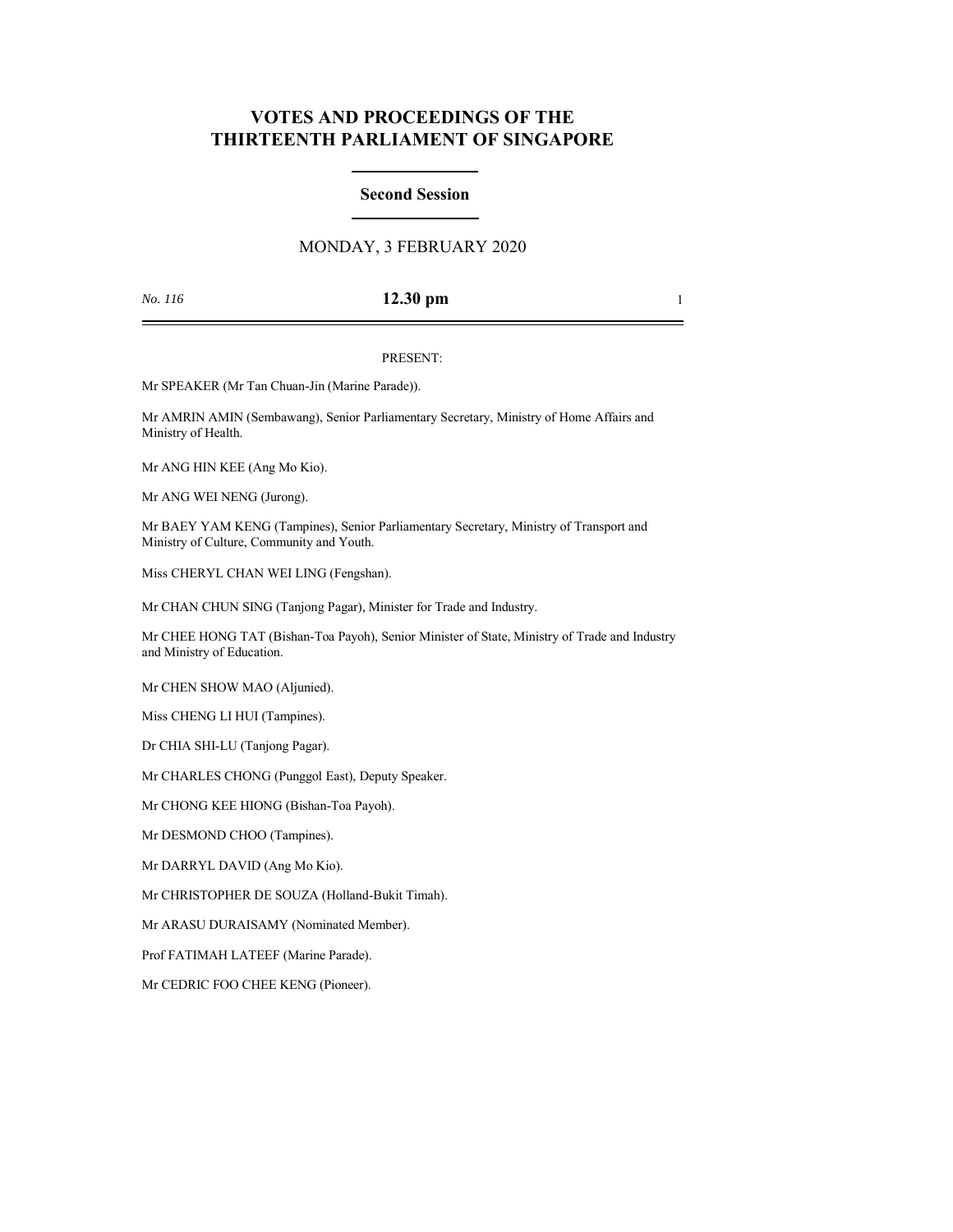# VOTES AND PROCEEDINGS OF THE THIRTEENTH PARLIAMENT OF SINGAPORE

## Second Session

MONDAY, 3 FEBRUARY 2020

*No. 116* **12.30 pm**

PRESENT:

Mr SPEAKER (Mr Tan Chuan-Jin (Marine Parade)).

Mr AMRIN AMIN (Sembawang), Senior Parliamentary Secretary, Ministry of Home Affairs and Ministry of Health.

Mr ANG HIN KEE (Ang Mo Kio).

Mr ANG WEI NENG (Jurong).

Mr BAEY YAM KENG (Tampines), Senior Parliamentary Secretary, Ministry of Transport and Ministry of Culture, Community and Youth.

Miss CHERYL CHAN WEI LING (Fengshan).

Mr CHAN CHUN SING (Tanjong Pagar), Minister for Trade and Industry.

Mr CHEE HONG TAT (Bishan-Toa Payoh), Senior Minister of State, Ministry of Trade and Industry and Ministry of Education.

Mr CHEN SHOW MAO (Aljunied).

Miss CHENG LI HUI (Tampines).

Dr CHIA SHI-LU (Tanjong Pagar).

Mr CHARLES CHONG (Punggol East), Deputy Speaker.

Mr CHONG KEE HIONG (Bishan-Toa Payoh).

Mr DESMOND CHOO (Tampines).

Mr DARRYL DAVID (Ang Mo Kio).

Mr CHRISTOPHER DE SOUZA (Holland-Bukit Timah).

Mr ARASU DURAISAMY (Nominated Member).

Prof FATIMAH LATEEF (Marine Parade).

Mr CEDRIC FOO CHEE KENG (Pioneer).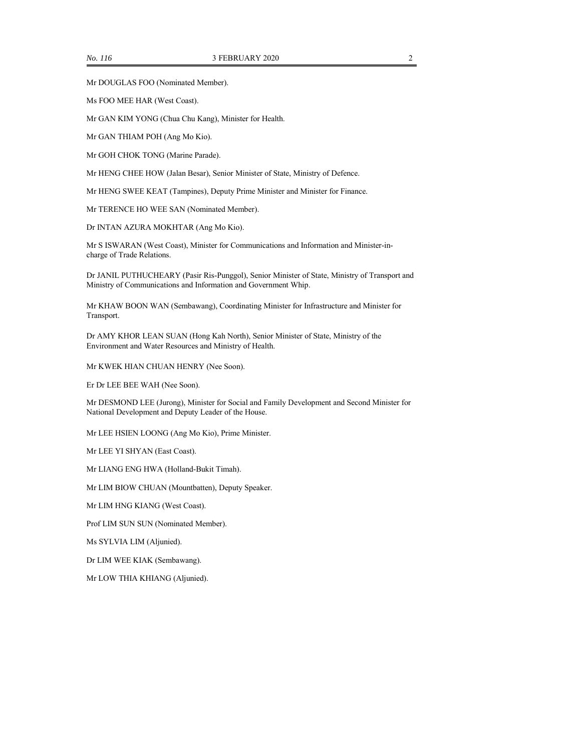Mr DOUGLAS FOO (Nominated Member).

Ms FOO MEE HAR (West Coast).

Mr GAN KIM YONG (Chua Chu Kang), Minister for Health.

Mr GAN THIAM POH (Ang Mo Kio).

Mr GOH CHOK TONG (Marine Parade).

Mr HENG CHEE HOW (Jalan Besar), Senior Minister of State, Ministry of Defence.

Mr HENG SWEE KEAT (Tampines), Deputy Prime Minister and Minister for Finance.

Mr TERENCE HO WEE SAN (Nominated Member).

Dr INTAN AZURA MOKHTAR (Ang Mo Kio).

Mr S ISWARAN (West Coast), Minister for Communications and Information and Minister-in-charge of Trade Relations.

Dr JANIL PUTHUCHEARY (Pasir Ris-Punggol), Senior Minister of State, Ministry of Transport and Ministry of Communications and Information and Government Whip.

Mr KHAW BOON WAN (Sembawang), Coordinating Minister for Infrastructure and Minister for Transport.

Dr AMY KHOR LEAN SUAN (Hong Kah North), Senior Minister of State, Ministry of the Environment and Water Resources and Ministry of Health.

Mr KWEK HIAN CHUAN HENRY (Nee Soon).

Er Dr LEE BEE WAH (Nee Soon).

Mr DESMOND LEE (Jurong), Minister for Social and Family Development and Second Minister for National Development and Deputy Leader of the House.

Mr LEE HSIEN LOONG (Ang Mo Kio), Prime Minister.

Mr LEE YI SHYAN (East Coast).

Mr LIANG ENG HWA (Holland-Bukit Timah).

Mr LIM BIOW CHUAN (Mountbatten), Deputy Speaker.

Mr LIM HNG KIANG (West Coast).

Prof LIM SUN SUN (Nominated Member).

Ms SYLVIA LIM (Aljunied).

Dr LIM WEE KIAK (Sembawang).

Mr LOW THIA KHIANG (Aljunied).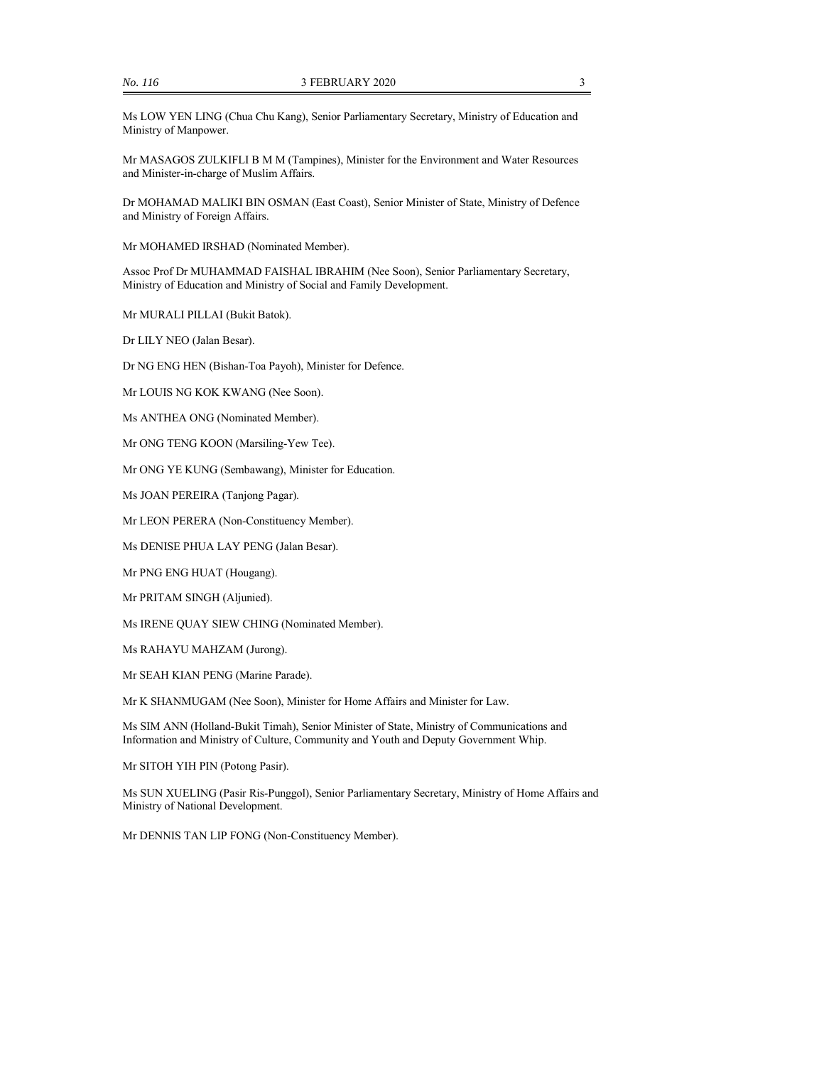Ms LOW YEN LING (Chua Chu Kang), Senior Parliamentary Secretary, Ministry of Education and Ministry of Manpower.

Mr MASAGOS ZULKIFLI B M M (Tampines), Minister for the Environment and Water Resources and Minister-in-charge of Muslim Affairs.

Dr MOHAMAD MALIKI BIN OSMAN (East Coast), Senior Minister of State, Ministry of Defence and Ministry of Foreign Affairs.

Mr MOHAMED IRSHAD (Nominated Member).

Assoc Prof Dr MUHAMMAD FAISHAL IBRAHIM (Nee Soon), Senior Parliamentary Secretary, Ministry of Education and Ministry of Social and Family Development.

Mr MURALI PILLAI (Bukit Batok).

Dr LILY NEO (Jalan Besar).

Dr NG ENG HEN (Bishan-Toa Payoh), Minister for Defence.

Mr LOUIS NG KOK KWANG (Nee Soon).

Ms ANTHEA ONG (Nominated Member).

Mr ONG TENG KOON (Marsiling-Yew Tee).

Mr ONG YE KUNG (Sembawang), Minister for Education.

Ms JOAN PEREIRA (Tanjong Pagar).

Mr LEON PERERA (Non-Constituency Member).

Ms DENISE PHUA LAY PENG (Jalan Besar).

Mr PNG ENG HUAT (Hougang).

Mr PRITAM SINGH (Aljunied).

Ms IRENE QUAY SIEW CHING (Nominated Member).

Ms RAHAYU MAHZAM (Jurong).

Mr SEAH KIAN PENG (Marine Parade).

Mr K SHANMUGAM (Nee Soon), Minister for Home Affairs and Minister for Law.

Ms SIM ANN (Holland-Bukit Timah), Senior Minister of State, Ministry of Communications and Information and Ministry of Culture, Community and Youth and Deputy Government Whip.

Mr SITOH YIH PIN (Potong Pasir).

Ms SUN XUELING (Pasir Ris-Punggol), Senior Parliamentary Secretary, Ministry of Home Affairs and Ministry of National Development.

Mr DENNIS TAN LIP FONG (Non-Constituency Member).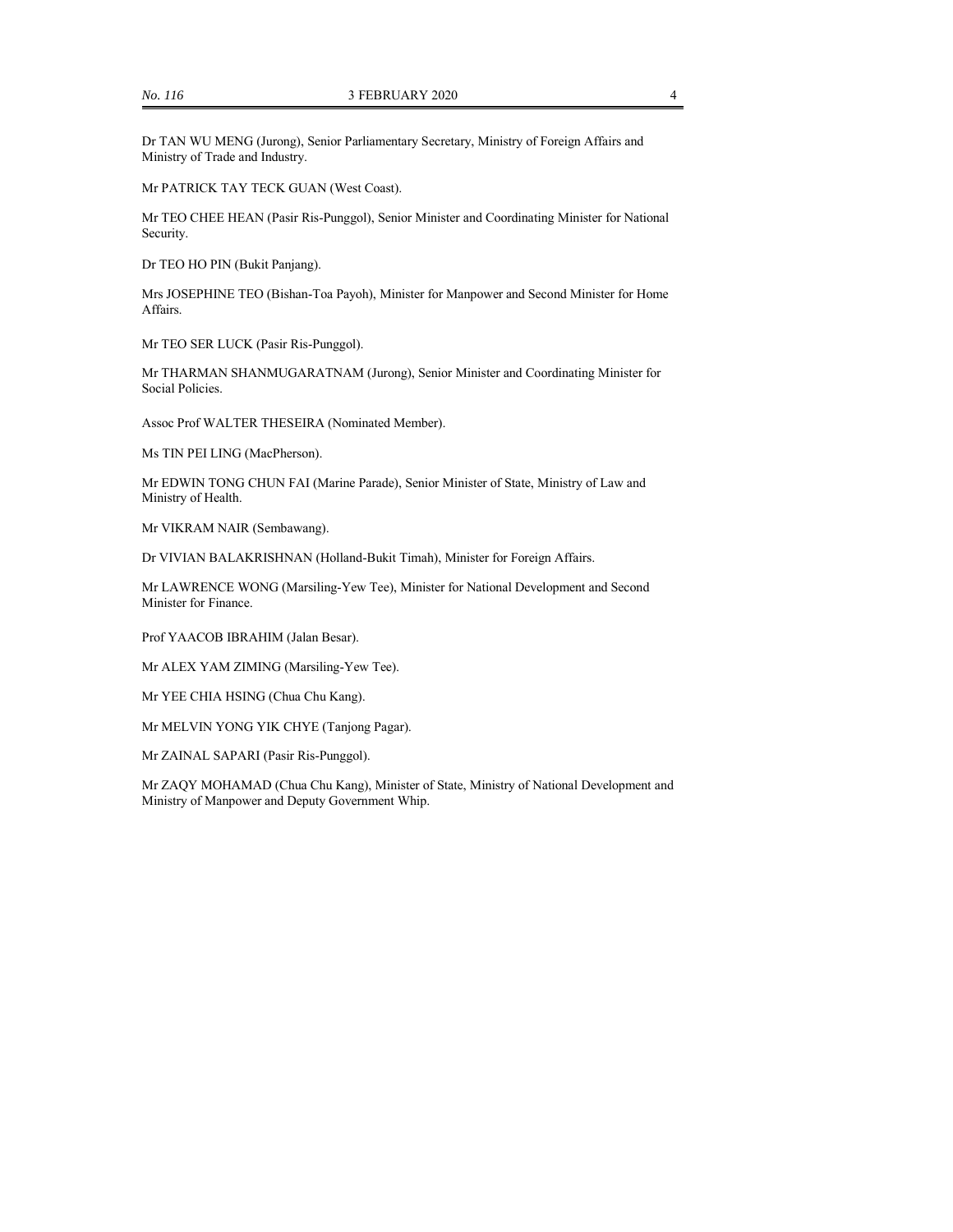Dr TAN WU MENG (Jurong), Senior Parliamentary Secretary, Ministry of Foreign Affairs and Ministry of Trade and Industry.

Mr PATRICK TAY TECK GUAN (West Coast).

Mr TEO CHEE HEAN (Pasir Ris-Punggol), Senior Minister and Coordinating Minister for National Security.

Dr TEO HO PIN (Bukit Panjang).

Mrs JOSEPHINE TEO (Bishan-Toa Payoh), Minister for Manpower and Second Minister for Home Affairs.

Mr TEO SER LUCK (Pasir Ris-Punggol).

Mr THARMAN SHANMUGARATNAM (Jurong), Senior Minister and Coordinating Minister for Social Policies.

Assoc Prof WALTER THESEIRA (Nominated Member).

Ms TIN PEI LING (MacPherson).

Mr EDWIN TONG CHUN FAI (Marine Parade), Senior Minister of State, Ministry of Law and Ministry of Health.

Mr VIKRAM NAIR (Sembawang).

Dr VIVIAN BALAKRISHNAN (Holland-Bukit Timah), Minister for Foreign Affairs.

Mr LAWRENCE WONG (Marsiling-Yew Tee), Minister for National Development and Second Minister for Finance.

Prof YAACOB IBRAHIM (Jalan Besar).

Mr ALEX YAM ZIMING (Marsiling-Yew Tee).

Mr YEE CHIA HSING (Chua Chu Kang).

Mr MELVIN YONG YIK CHYE (Tanjong Pagar).

Mr ZAINAL SAPARI (Pasir Ris-Punggol).

Mr ZAQY MOHAMAD (Chua Chu Kang), Minister of State, Ministry of National Development and Ministry of Manpower and Deputy Government Whip.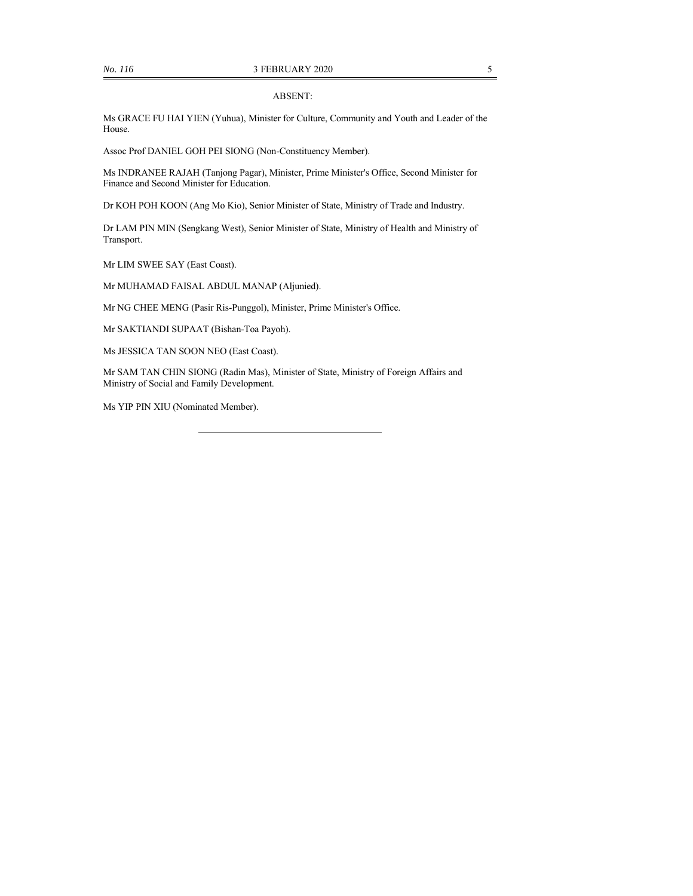ABSENT:

Ms GRACE FU HAI YIEN (Yuhua), Minister for Culture, Community and Youth and Leader of the House.

Assoc Prof DANIEL GOH PEI SIONG (Non-Constituency Member).

Ms INDRANEE RAJAH (Tanjong Pagar), Minister, Prime Minister's Office, Second Minister for Finance and Second Minister for Education.

Dr KOH POH KOON (Ang Mo Kio), Senior Minister of State, Ministry of Trade and Industry.

Dr LAM PIN MIN (Sengkang West), Senior Minister of State, Ministry of Health and Ministry of Transport.

Mr LIM SWEE SAY (East Coast).

Mr MUHAMAD FAISAL ABDUL MANAP (Aljunied).

Mr NG CHEE MENG (Pasir Ris-Punggol), Minister, Prime Minister's Office.

Mr SAKTIANDI SUPAAT (Bishan-Toa Payoh).

Ms JESSICA TAN SOON NEO (East Coast).

Mr SAM TAN CHIN SIONG (Radin Mas), Minister of State, Ministry of Foreign Affairs and Ministry of Social and Family Development.

Ms YIP PIN XIU (Nominated Member).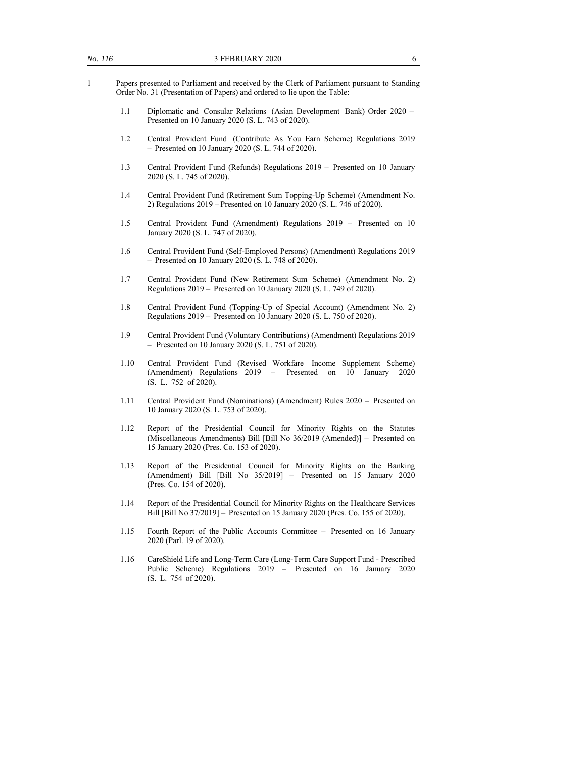1 Papers presented to Parliament and received by the Clerk of Parliament pursuant to Standing Order No. 31 (Presentation of Papers) and ordered to lie upon the Table:

1.1 Diplomatic and Consular Relations (Asian Development Bank) Order 2020 – Presented on 10 January 2020 (S. L. 743 of 2020).

1.2 Central Provident Fund (Contribute As You Earn Scheme) Regulations 2019 – Presented on 10 January 2020 (S. L. 744 of 2020).

1.3 Central Provident Fund (Refunds) Regulations 2019 – Presented on 10 January 2020 (S. L. 745 of 2020).

1.4 Central Provident Fund (Retirement Sum Topping-Up Scheme) (Amendment No. 2) Regulations 2019 – Presented on 10 January 2020 (S. L. 746 of 2020).

1.5 Central Provident Fund (Amendment) Regulations 2019 – Presented on 10 January 2020 (S. L. 747 of 2020).

1.6 Central Provident Fund (Self-Employed Persons) (Amendment) Regulations 2019 – Presented on 10 January 2020 (S. L. 748 of 2020).

1.7 Central Provident Fund (New Retirement Sum Scheme) (Amendment No. 2) Regulations 2019 – Presented on 10 January 2020 (S. L. 749 of 2020).

1.8 Central Provident Fund (Topping-Up of Special Account) (Amendment No. 2) Regulations 2019 – Presented on 10 January 2020 (S. L. 750 of 2020).

1.9 Central Provident Fund (Voluntary Contributions) (Amendment) Regulations 2019 – Presented on 10 January 2020 (S. L. 751 of 2020).

1.10 Central Provident Fund (Revised Workfare Income Supplement Scheme) (Amendment) Regulations 2019 – Presented on 10 January 2020 (S. L. 752 of 2020).

1.11 Central Provident Fund (Nominations) (Amendment) Rules 2020 – Presented on 10 January 2020 (S. L. 753 of 2020).

1.12 Report of the Presidential Council for Minority Rights on the Statutes (Miscellaneous Amendments) Bill [Bill No 36/2019 (Amended)] – Presented on 15 January 2020 (Pres. Co. 153 of 2020).

1.13 Report of the Presidential Council for Minority Rights on the Banking (Amendment) Bill [Bill No 35/2019] – Presented on 15 January 2020 (Pres. Co. 154 of 2020).

1.14 Report of the Presidential Council for Minority Rights on the Healthcare Services Bill [Bill No 37/2019] – Presented on 15 January 2020 (Pres. Co. 155 of 2020).

1.15 Fourth Report of the Public Accounts Committee – Presented on 16 January 2020 (Parl. 19 of 2020).

1.16 CareShield Life and Long-Term Care (Long-Term Care Support Fund - Prescribed Public Scheme) Regulations 2019 – Presented on 16 January 2020 (S. L. 754 of 2020).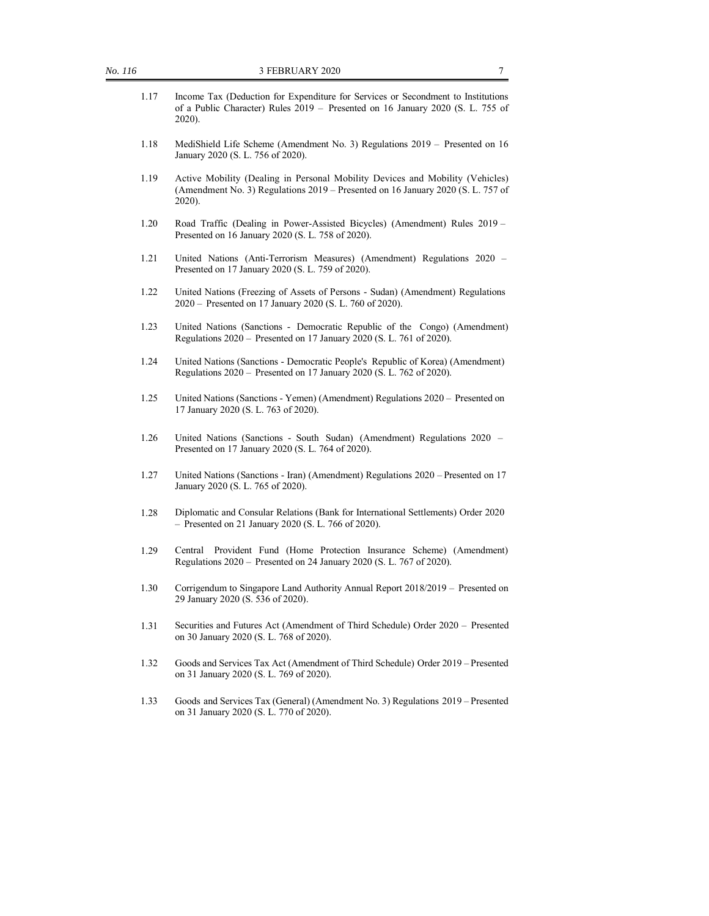1.17 Income Tax (Deduction for Expenditure for Services or Secondment to Institutions of a Public Character) Rules 2019 – Presented on 16 January 2020 (S. L. 755 of 2020).

1.18 MediShield Life Scheme (Amendment No. 3) Regulations 2019 – Presented on 16 January 2020 (S. L. 756 of 2020).

1.19 Active Mobility (Dealing in Personal Mobility Devices and Mobility (Vehicles) (Amendment No. 3) Regulations 2019 – Presented on 16 January 2020 (S. L. 757 of 2020).

1.20 Road Traffic (Dealing in Power-Assisted Bicycles) (Amendment) Rules 2019 – Presented on 16 January 2020 (S. L. 758 of 2020).

1.21 United Nations (Anti-Terrorism Measures) (Amendment) Regulations 2020 – Presented on 17 January 2020 (S. L. 759 of 2020).

1.22 United Nations (Freezing of Assets of Persons - Sudan) (Amendment) Regulations 2020 – Presented on 17 January 2020 (S. L. 760 of 2020).

1.23 United Nations (Sanctions - Democratic Republic of the Congo) (Amendment) Regulations 2020 – Presented on 17 January 2020 (S. L. 761 of 2020).

1.24 United Nations (Sanctions - Democratic People's Republic of Korea) (Amendment) Regulations 2020 – Presented on 17 January 2020 (S. L. 762 of 2020).

1.25 United Nations (Sanctions - Yemen) (Amendment) Regulations 2020 – Presented on 17 January 2020 (S. L. 763 of 2020).

1.26 United Nations (Sanctions - South Sudan) (Amendment) Regulations 2020 – Presented on 17 January 2020 (S. L. 764 of 2020).

1.27 United Nations (Sanctions - Iran) (Amendment) Regulations 2020 – Presented on 17 January 2020 (S. L. 765 of 2020).

1.28 Diplomatic and Consular Relations (Bank for International Settlements) Order 2020 – Presented on 21 January 2020 (S. L. 766 of 2020).

1.29 Central Provident Fund (Home Protection Insurance Scheme) (Amendment) Regulations 2020 – Presented on 24 January 2020 (S. L. 767 of 2020).

1.30 Corrigendum to Singapore Land Authority Annual Report 2018/2019 – Presented on 29 January 2020 (S. 536 of 2020).

1.31 Securities and Futures Act (Amendment of Third Schedule) Order 2020 – Presented on 30 January 2020 (S. L. 768 of 2020).

1.32 Goods and Services Tax Act (Amendment of Third Schedule) Order 2019 – Presented on 31 January 2020 (S. L. 769 of 2020).

1.33 Goods and Services Tax (General) (Amendment No. 3) Regulations 2019 – Presented on 31 January 2020 (S. L. 770 of 2020).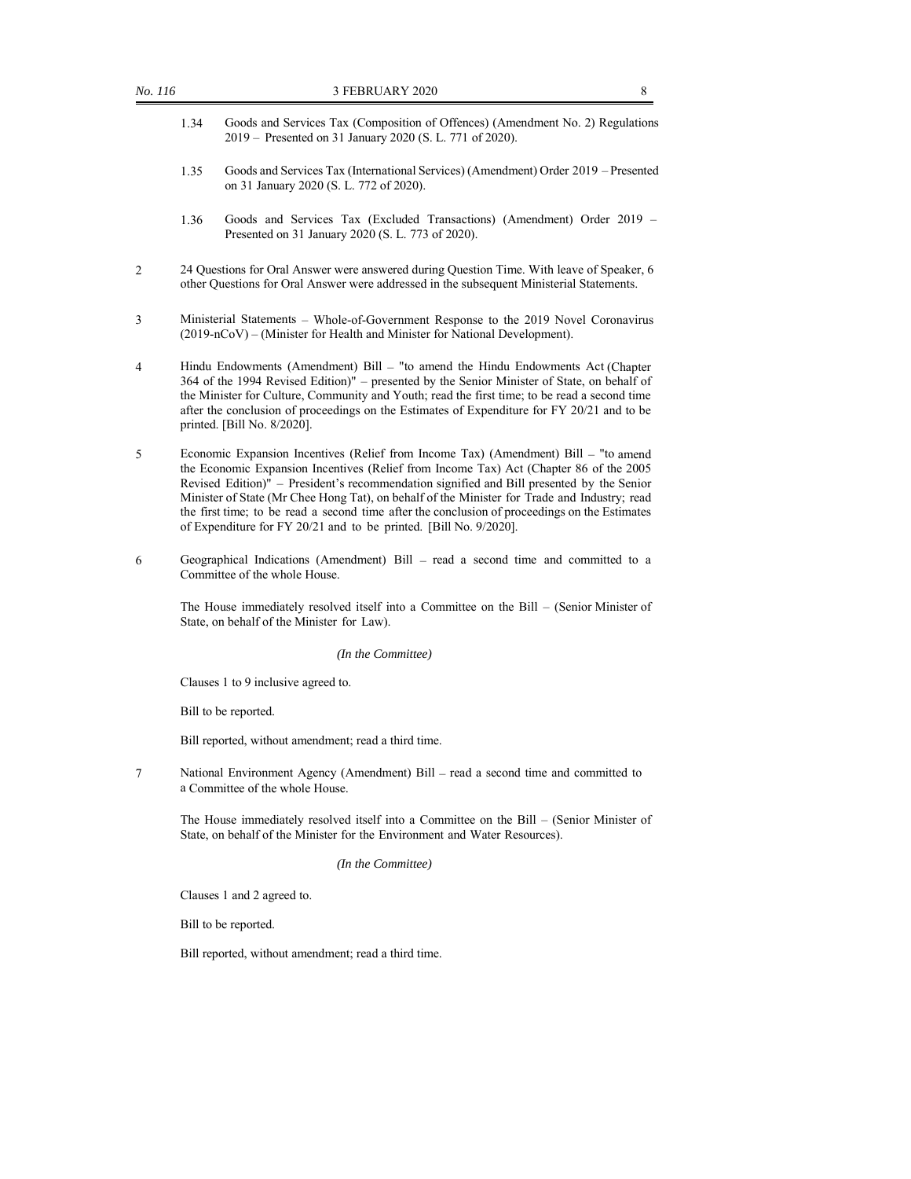1.34 Goods and Services Tax (Composition of Offences) (Amendment No. 2) Regulations 2019 – Presented on 31 January 2020 (S. L. 771 of 2020).

1.35 Goods and Services Tax (International Services) (Amendment) Order 2019 – Presented on 31 January 2020 (S. L. 772 of 2020).

1.36 Goods and Services Tax (Excluded Transactions) (Amendment) Order 2019 – Presented on 31 January 2020 (S. L. 773 of 2020).

2 24 Questions for Oral Answer were answered during Question Time. With leave of Speaker, 6 other Questions for Oral Answer were addressed in the subsequent Ministerial Statements.

3 Ministerial Statements – Whole-of-Government Response to the 2019 Novel Coronavirus (2019-nCoV) – (Minister for Health and Minister for National Development).

4 Hindu Endowments (Amendment) Bill – "to amend the Hindu Endowments Act (Chapter 364 of the 1994 Revised Edition)" – presented by the Senior Minister of State, on behalf of the Minister for Culture, Community and Youth; read the first time; to be read a second time after the conclusion of proceedings on the Estimates of Expenditure for FY 20/21 and to be printed. [Bill No. 8/2020].

5 Economic Expansion Incentives (Relief from Income Tax) (Amendment) Bill – "to amend the Economic Expansion Incentives (Relief from Income Tax) Act (Chapter 86 of the 2005 Revised Edition)" – President's recommendation signified and Bill presented by the Senior Minister of State (Mr Chee Hong Tat), on behalf of the Minister for Trade and Industry; read the first time; to be read a second time after the conclusion of proceedings on the Estimates of Expenditure for FY 20/21 and to be printed. [Bill No. 9/2020].

6 Geographical Indications (Amendment) Bill – read a second time and committed to a Committee of the whole House.

The House immediately resolved itself into a Committee on the Bill – (Senior Minister of State, on behalf of the Minister for Law).

*(In the Committee)*

Clauses 1 to 9 inclusive agreed to.

Bill to be reported.

Bill reported, without amendment; read a third time.

7 National Environment Agency (Amendment) Bill – read a second time and committed to a Committee of the whole House.

The House immediately resolved itself into a Committee on the Bill – (Senior Minister of State, on behalf of the Minister for the Environment and Water Resources).

*(In the Committee)*

Clauses 1 and 2 agreed to.

Bill to be reported.

Bill reported, without amendment; read a third time.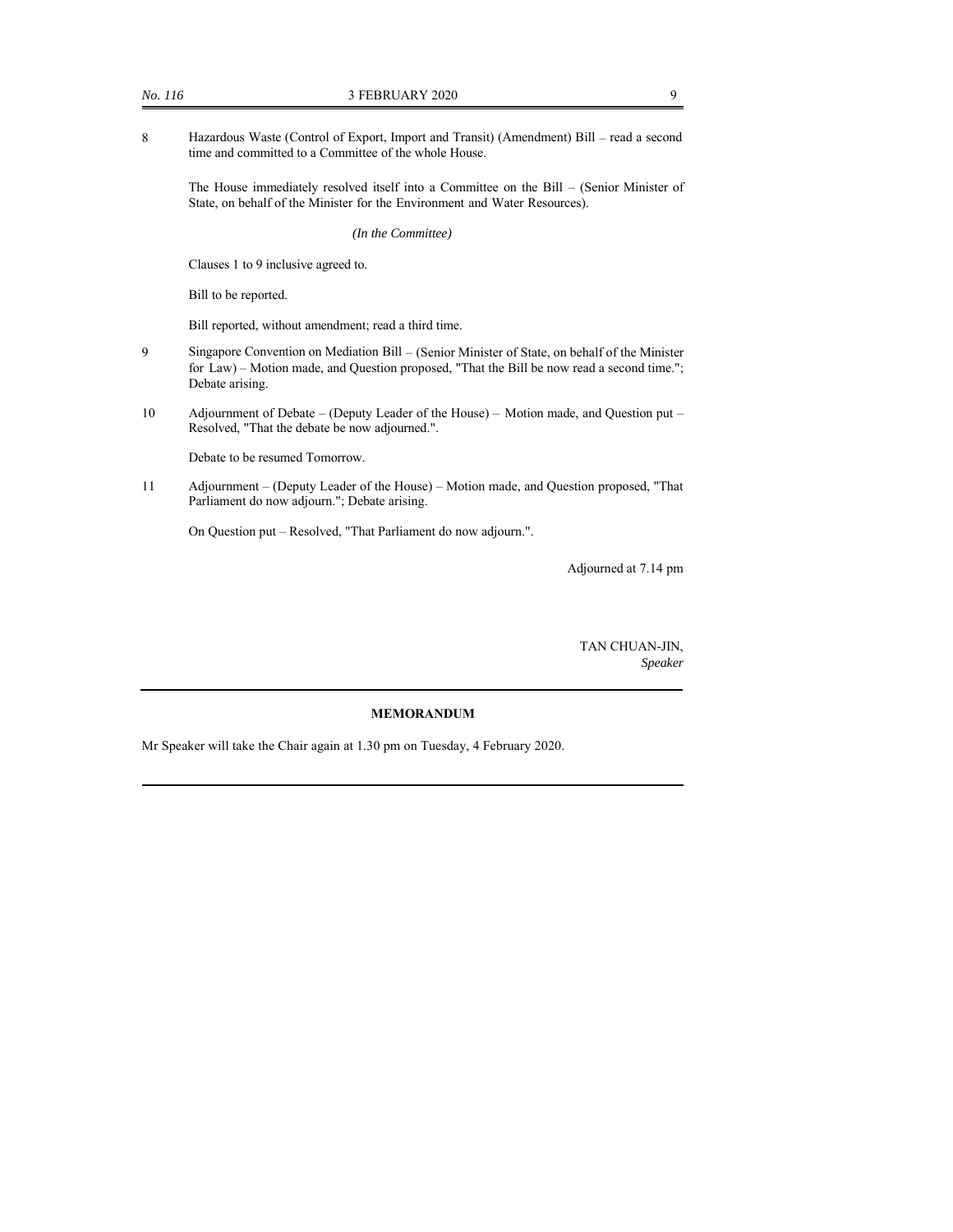8 Hazardous Waste (Control of Export, Import and Transit) (Amendment) Bill – read a second time and committed to a Committee of the whole House.

The House immediately resolved itself into a Committee on the Bill – (Senior Minister of State, on behalf of the Minister for the Environment and Water Resources).

*(In the Committee)*

Clauses 1 to 9 inclusive agreed to.

Bill to be reported.

Bill reported, without amendment; read a third time.

9 Singapore Convention on Mediation Bill – (Senior Minister of State, on behalf of the Minister for Law) – Motion made, and Question proposed, "That the Bill be now read a second time."; Debate arising.

10 Adjournment of Debate – (Deputy Leader of the House) – Motion made, and Question put – Resolved, "That the debate be now adjourned.".

Debate to be resumed Tomorrow.

11 Adjournment – (Deputy Leader of the House) – Motion made, and Question proposed, "That Parliament do now adjourn."; Debate arising.

On Question put – Resolved, "That Parliament do now adjourn.".

Adjourned at 7.14 pm

TAN CHUAN-JIN,
*Speaker*

---

**MEMORANDUM**

Mr Speaker will take the Chair again at 1.30 pm on Tuesday, 4 February 2020.

---